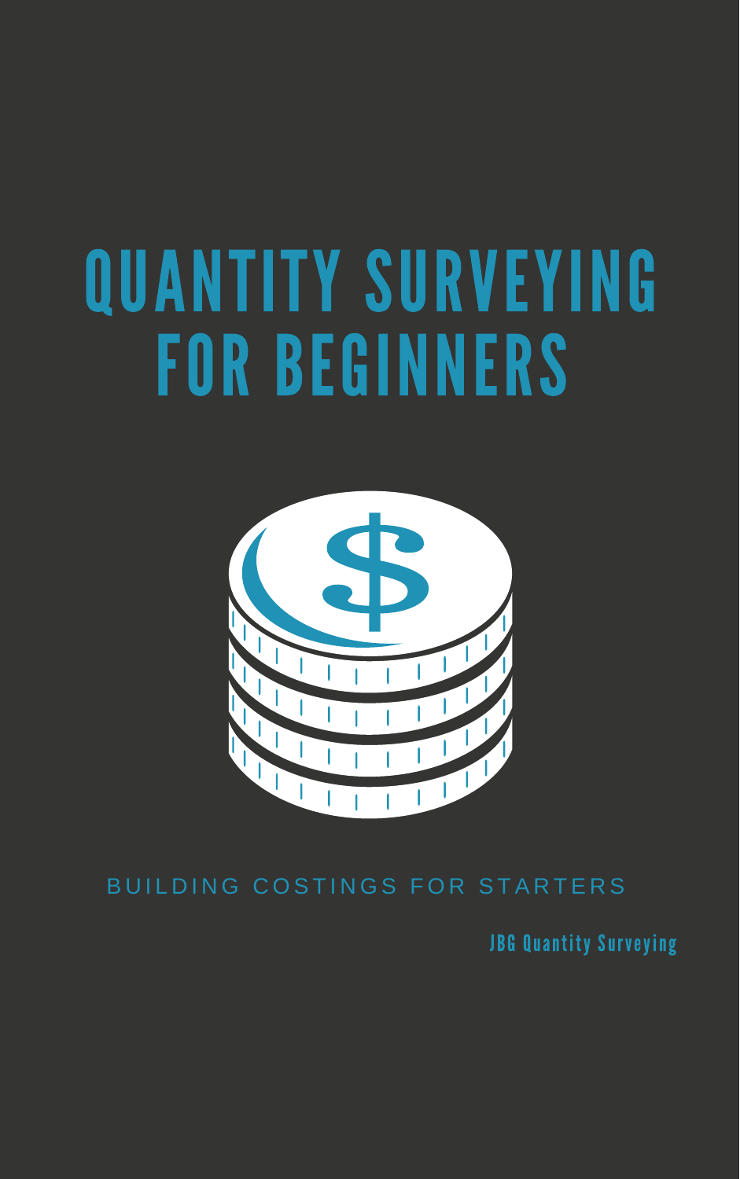# QUANTITY SURVEYING FOR BEGINNERS

BUILDING COSTINGS FOR STARTERS

JBG Quantity Surveying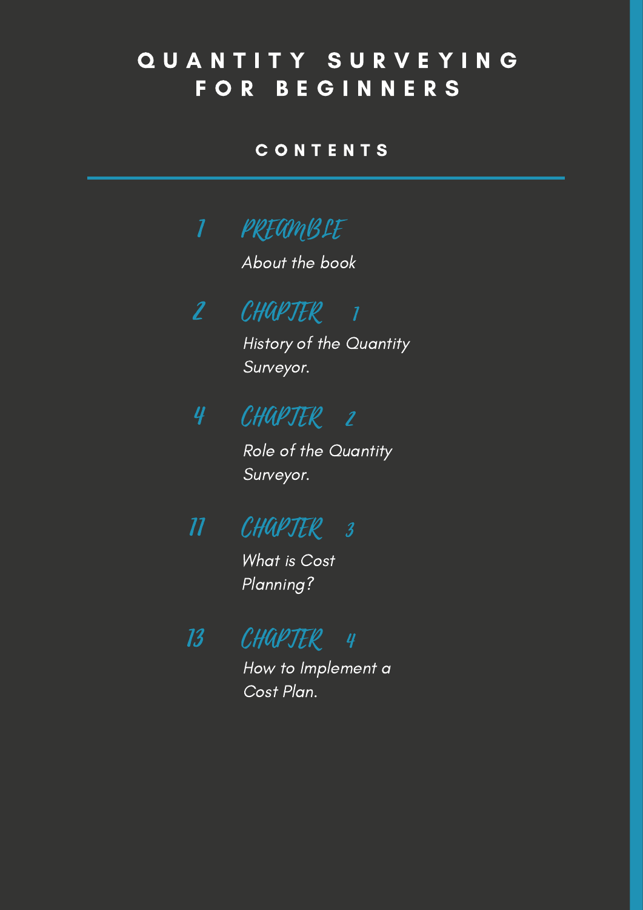# QUANTITY SURVEYING FOR BEGINNERS

## CONTENTS

---

1 **PREAMBLE**
*About the book*

2 **CHAPTER 1**
*History of the Quantity Surveyor.*

4 **CHAPTER 2**
*Role of the Quantity Surveyor.*

11 **CHAPTER 3**
*What is Cost Planning?*

13 **CHAPTER 4**
*How to Implement a Cost Plan.*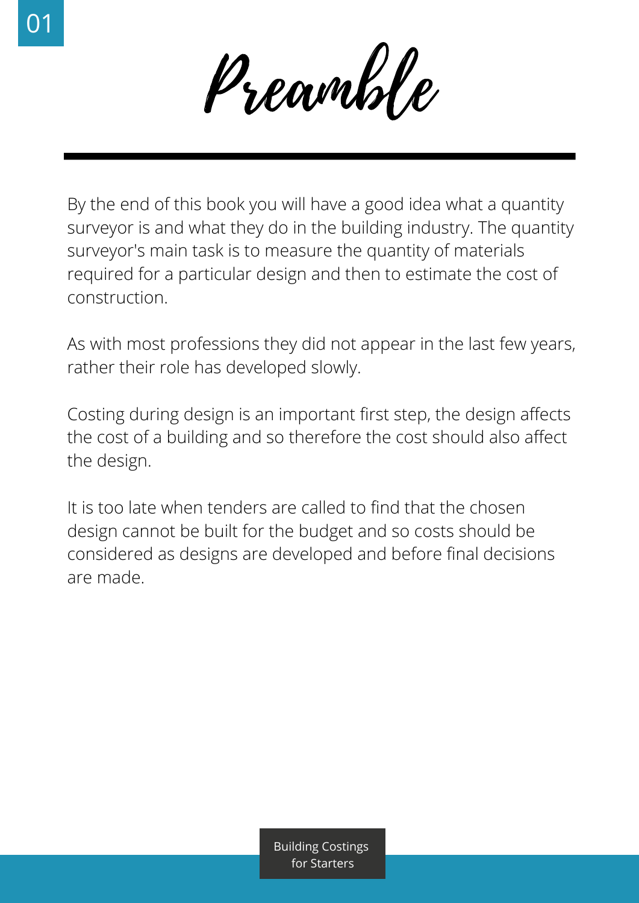# Preamble

By the end of this book you will have a good idea what a quantity surveyor is and what they do in the building industry. The quantity surveyor's main task is to measure the quantity of materials required for a particular design and then to estimate the cost of construction.

As with most professions they did not appear in the last few years, rather their role has developed slowly.

Costing during design is an important first step, the design affects the cost of a building and so therefore the cost should also affect the design.

It is too late when tenders are called to find that the chosen design cannot be built for the budget and so costs should be considered as designs are developed and before final decisions are made.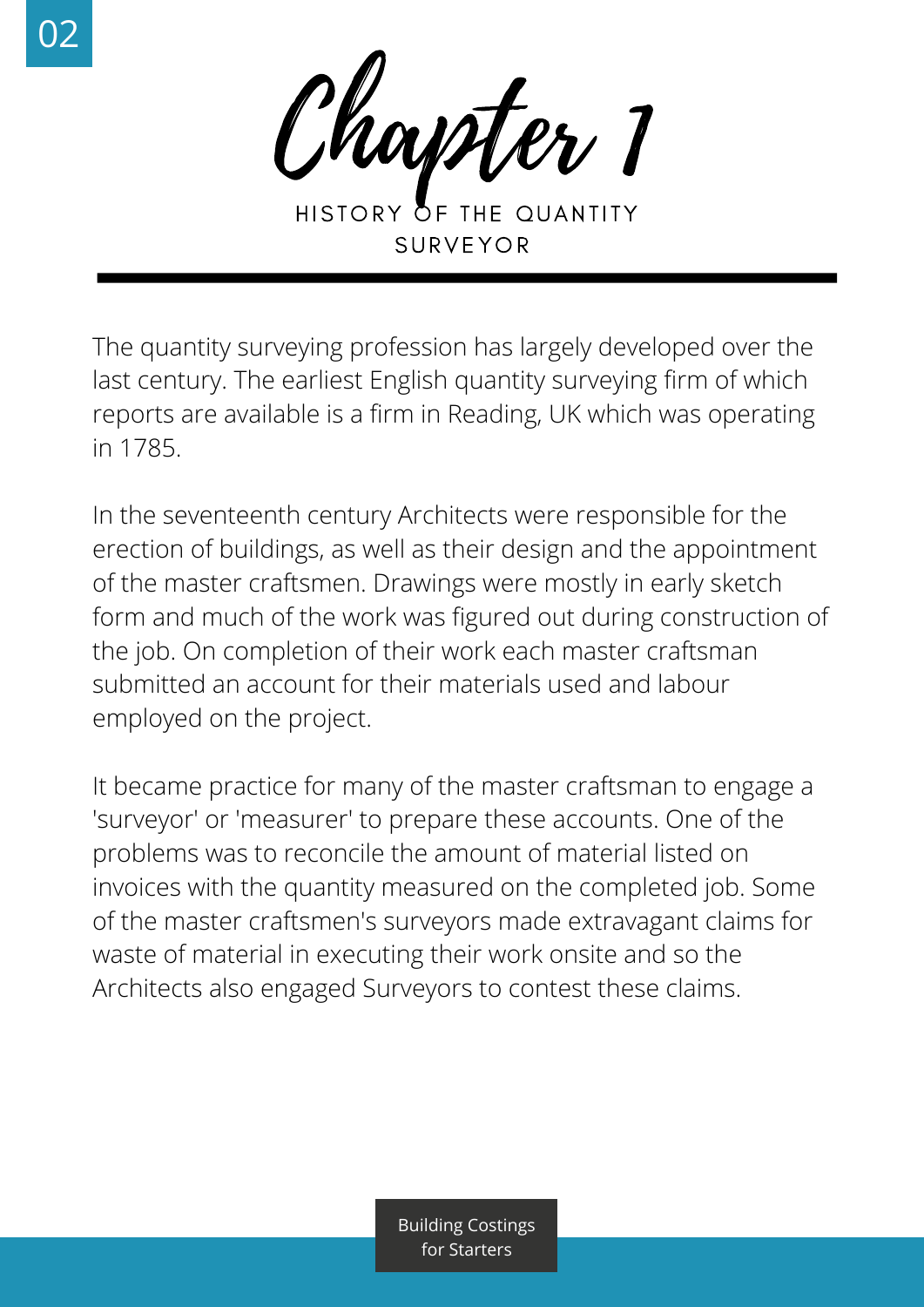# Chapter 1

## HISTORY OF THE QUANTITY SURVEYOR

The quantity surveying profession has largely developed over the last century. The earliest English quantity surveying firm of which reports are available is a firm in Reading, UK which was operating in 1785.

In the seventeenth century Architects were responsible for the erection of buildings, as well as their design and the appointment of the master craftsmen. Drawings were mostly in early sketch form and much of the work was figured out during construction of the job. On completion of their work each master craftsman submitted an account for their materials used and labour employed on the project.

It became practice for many of the master craftsman to engage a 'surveyor' or 'measurer' to prepare these accounts. One of the problems was to reconcile the amount of material listed on invoices with the quantity measured on the completed job. Some of the master craftsmen's surveyors made extravagant claims for waste of material in executing their work onsite and so the Architects also engaged Surveyors to contest these claims.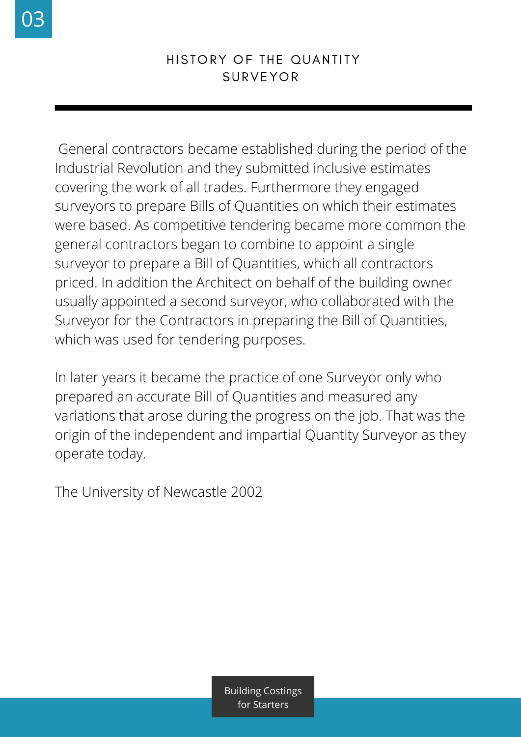# HISTORY OF THE QUANTITY SURVEYOR

General contractors became established during the period of the Industrial Revolution and they submitted inclusive estimates covering the work of all trades. Furthermore they engaged surveyors to prepare Bills of Quantities on which their estimates were based. As competitive tendering became more common the general contractors began to combine to appoint a single surveyor to prepare a Bill of Quantities, which all contractors priced. In addition the Architect on behalf of the building owner usually appointed a second surveyor, who collaborated with the Surveyor for the Contractors in preparing the Bill of Quantities, which was used for tendering purposes.

In later years it became the practice of one Surveyor only who prepared an accurate Bill of Quantities and measured any variations that arose during the progress on the job. That was the origin of the independent and impartial Quantity Surveyor as they operate today.

The University of Newcastle 2002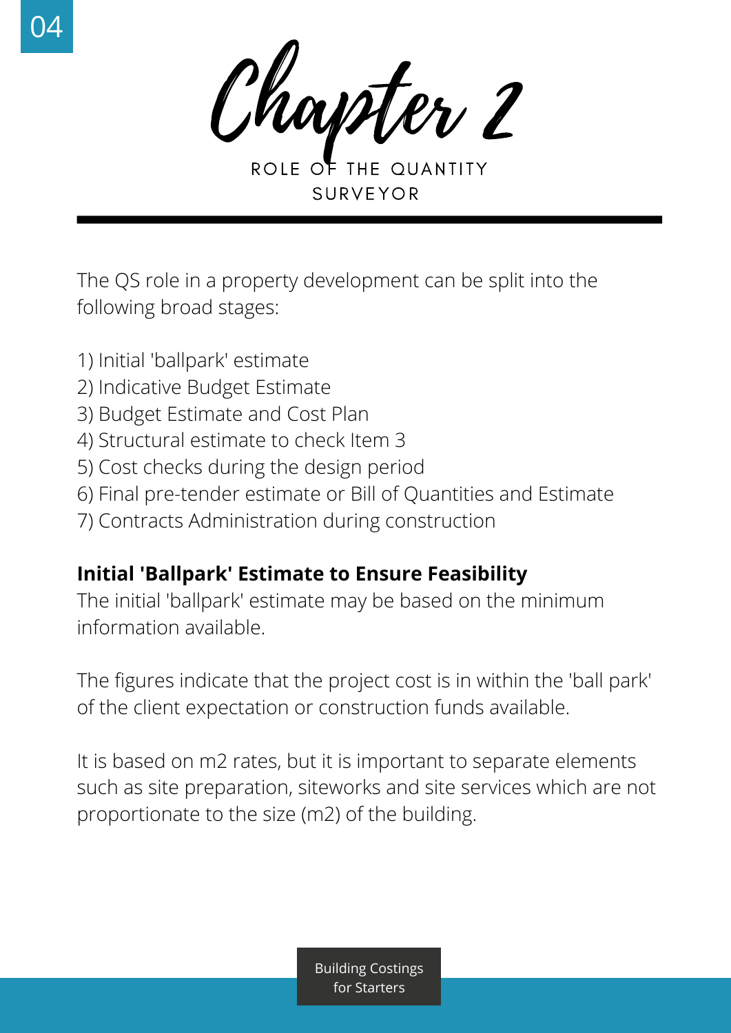# Chapter 2

## ROLE OF THE QUANTITY SURVEYOR

The QS role in a property development can be split into the following broad stages:

1) Initial 'ballpark' estimate
2) Indicative Budget Estimate
3) Budget Estimate and Cost Plan
4) Structural estimate to check Item 3
5) Cost checks during the design period
6) Final pre-tender estimate or Bill of Quantities and Estimate
7) Contracts Administration during construction

**Initial 'Ballpark' Estimate to Ensure Feasibility**

The initial 'ballpark' estimate may be based on the minimum information available.

The figures indicate that the project cost is in within the 'ball park' of the client expectation or construction funds available.

It is based on m2 rates, but it is important to separate elements such as site preparation, siteworks and site services which are not proportionate to the size (m2) of the building.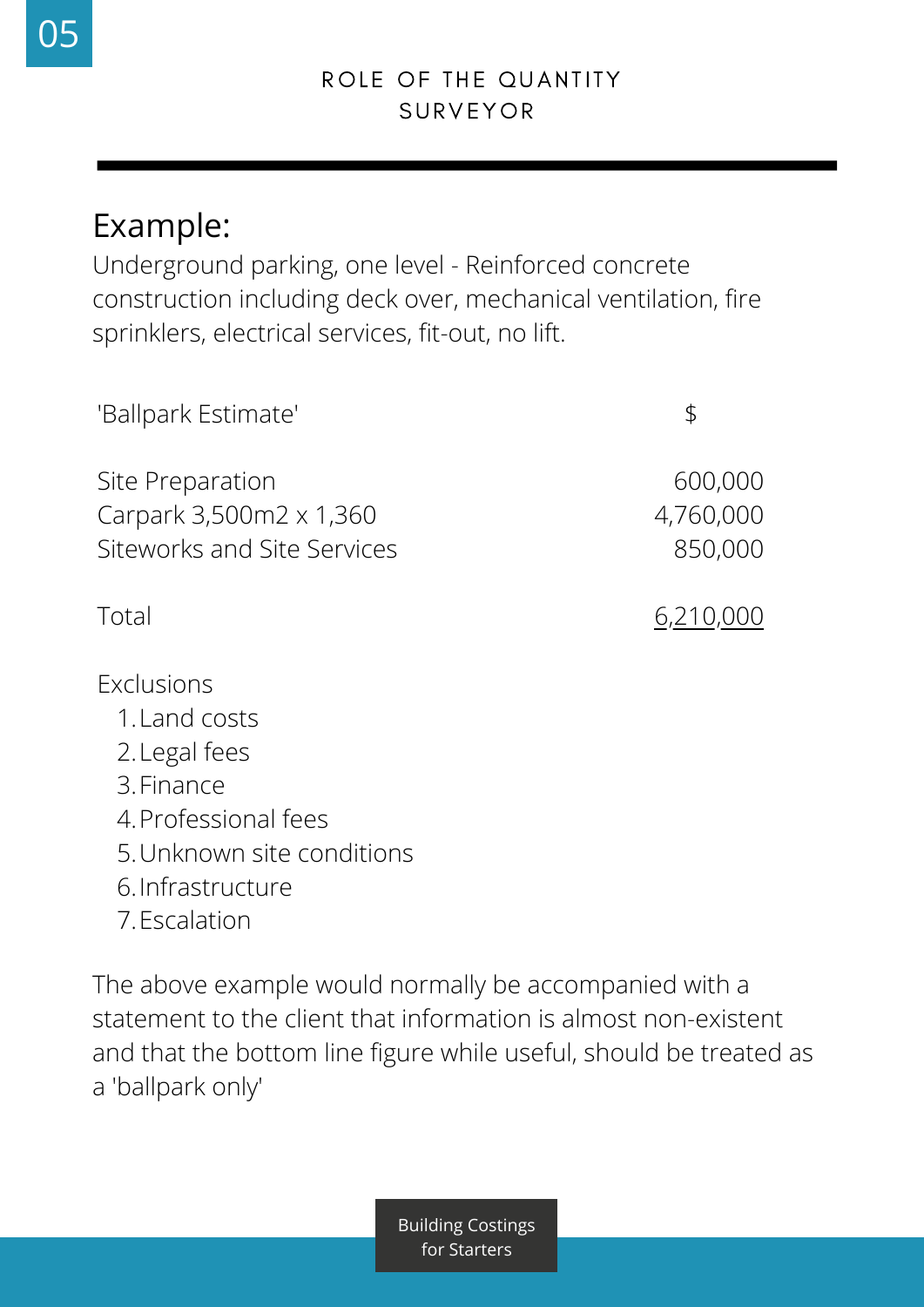## ROLE OF THE QUANTITY SURVEYOR

### Example:

Underground parking, one level - Reinforced concrete construction including deck over, mechanical ventilation, fire sprinklers, electrical services, fit-out, no lift.

| 'Ballpark Estimate' | $ |
|---|---|
| Site Preparation | 600,000 |
| Carpark 3,500m2 x 1,360 | 4,760,000 |
| Siteworks and Site Services | 850,000 |
| Total | 6,210,000 |

Exclusions

1. Land costs
2. Legal fees
3. Finance
4. Professional fees
5. Unknown site conditions
6. Infrastructure
7. Escalation

The above example would normally be accompanied with a statement to the client that information is almost non-existent and that the bottom line figure while useful, should be treated as a 'ballpark only'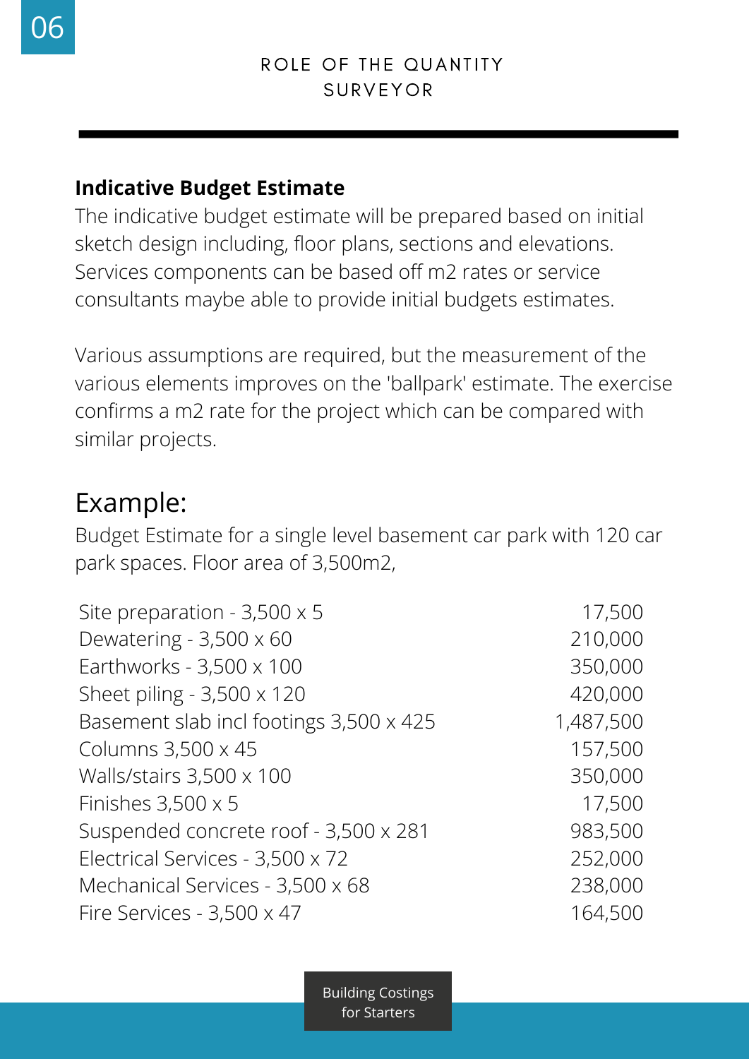## ROLE OF THE QUANTITY SURVEYOR

### Indicative Budget Estimate

The indicative budget estimate will be prepared based on initial sketch design including, floor plans, sections and elevations. Services components can be based off m2 rates or service consultants maybe able to provide initial budgets estimates.

Various assumptions are required, but the measurement of the various elements improves on the 'ballpark' estimate. The exercise confirms a m2 rate for the project which can be compared with similar projects.

## Example:

Budget Estimate for a single level basement car park with 120 car park spaces. Floor area of 3,500m2,

| | |
|---|---:|
| Site preparation - 3,500 x 5 | 17,500 |
| Dewatering - 3,500 x 60 | 210,000 |
| Earthworks - 3,500 x 100 | 350,000 |
| Sheet piling - 3,500 x 120 | 420,000 |
| Basement slab incl footings 3,500 x 425 | 1,487,500 |
| Columns 3,500 x 45 | 157,500 |
| Walls/stairs 3,500 x 100 | 350,000 |
| Finishes 3,500 x 5 | 17,500 |
| Suspended concrete roof - 3,500 x 281 | 983,500 |
| Electrical Services - 3,500 x 72 | 252,000 |
| Mechanical Services - 3,500 x 68 | 238,000 |
| Fire Services - 3,500 x 47 | 164,500 |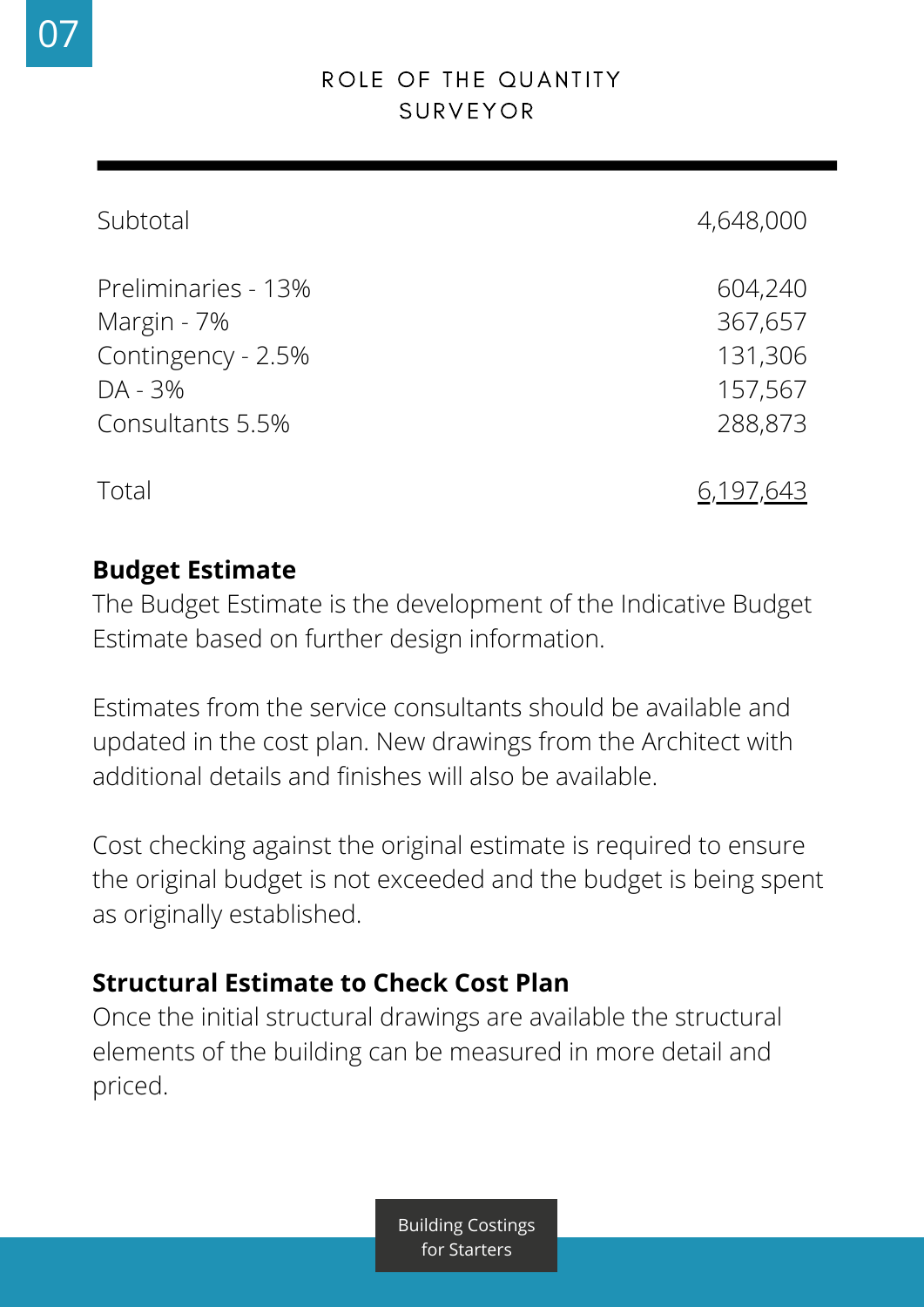| | |
|---|---|
| Subtotal | 4,648,000 |
| Preliminaries - 13% | 604,240 |
| Margin - 7% | 367,657 |
| Contingency - 2.5% | 131,306 |
| DA - 3% | 157,567 |
| Consultants 5.5% | 288,873 |
| Total | 6,197,643 |

**Budget Estimate**

The Budget Estimate is the development of the Indicative Budget Estimate based on further design information.

Estimates from the service consultants should be available and updated in the cost plan. New drawings from the Architect with additional details and finishes will also be available.

Cost checking against the original estimate is required to ensure the original budget is not exceeded and the budget is being spent as originally established.

**Structural Estimate to Check Cost Plan**

Once the initial structural drawings are available the structural elements of the building can be measured in more detail and priced.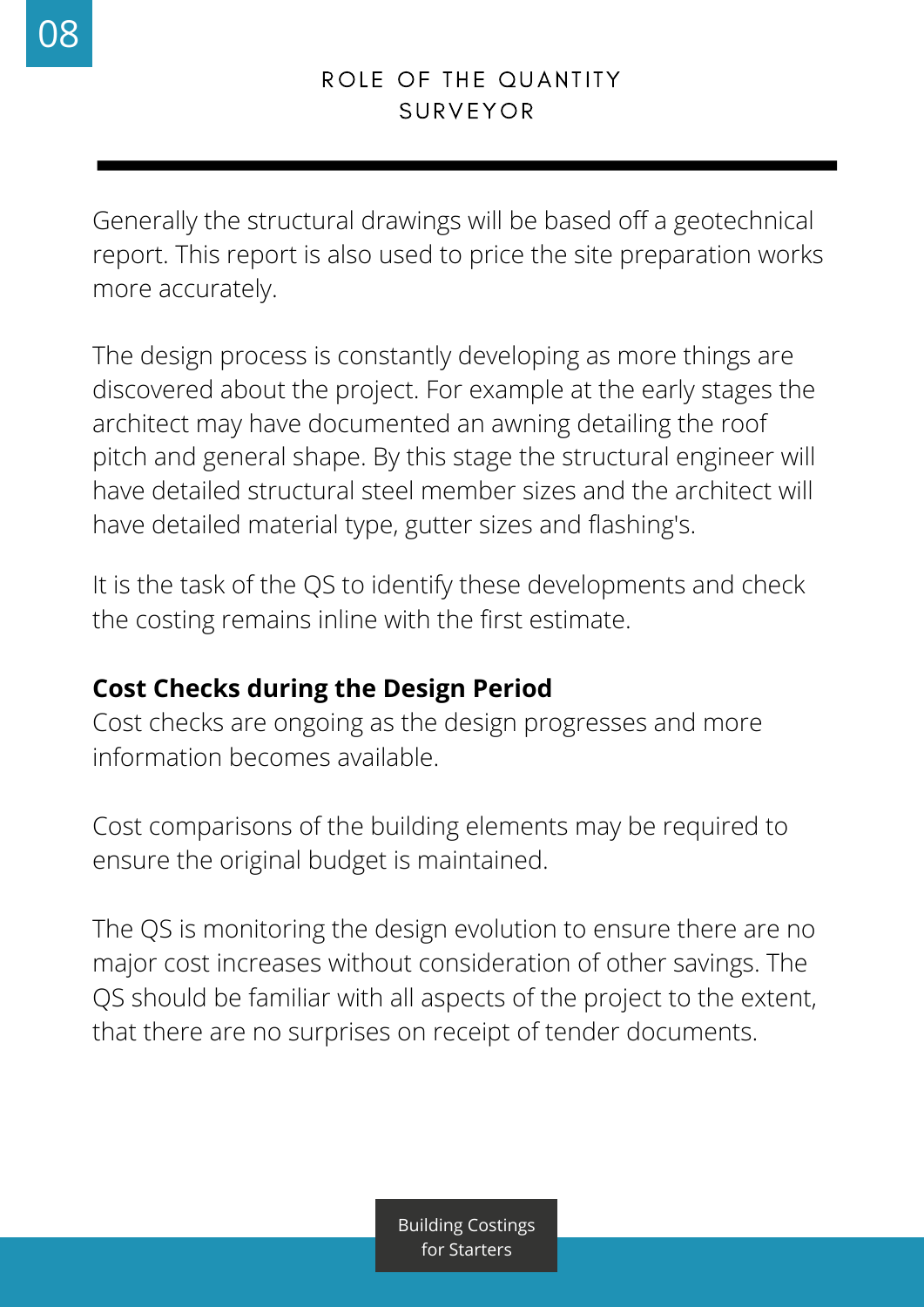Generally the structural drawings will be based off a geotechnical report. This report is also used to price the site preparation works more accurately.

The design process is constantly developing as more things are discovered about the project. For example at the early stages the architect may have documented an awning detailing the roof pitch and general shape. By this stage the structural engineer will have detailed structural steel member sizes and the architect will have detailed material type, gutter sizes and flashing's.

It is the task of the QS to identify these developments and check the costing remains inline with the first estimate.

**Cost Checks during the Design Period**

Cost checks are ongoing as the design progresses and more information becomes available.

Cost comparisons of the building elements may be required to ensure the original budget is maintained.

The QS is monitoring the design evolution to ensure there are no major cost increases without consideration of other savings. The QS should be familiar with all aspects of the project to the extent, that there are no surprises on receipt of tender documents.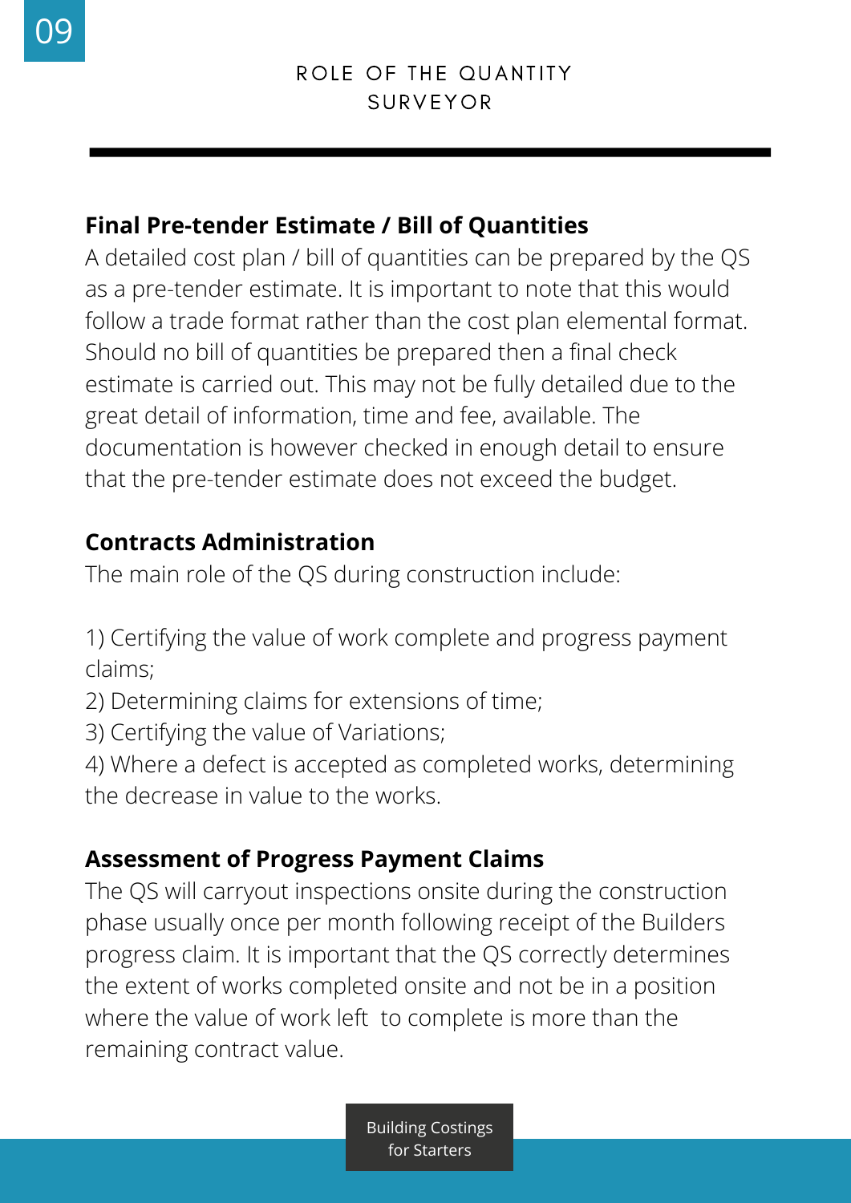## ROLE OF THE QUANTITY SURVEYOR

### Final Pre-tender Estimate / Bill of Quantities

A detailed cost plan / bill of quantities can be prepared by the QS as a pre-tender estimate. It is important to note that this would follow a trade format rather than the cost plan elemental format. Should no bill of quantities be prepared then a final check estimate is carried out. This may not be fully detailed due to the great detail of information, time and fee, available. The documentation is however checked in enough detail to ensure that the pre-tender estimate does not exceed the budget.

### Contracts Administration

The main role of the QS during construction include:

1) Certifying the value of work complete and progress payment claims;
2) Determining claims for extensions of time;
3) Certifying the value of Variations;
4) Where a defect is accepted as completed works, determining the decrease in value to the works.

### Assessment of Progress Payment Claims

The QS will carryout inspections onsite during the construction phase usually once per month following receipt of the Builders progress claim. It is important that the QS correctly determines the extent of works completed onsite and not be in a position where the value of work left to complete is more than the remaining contract value.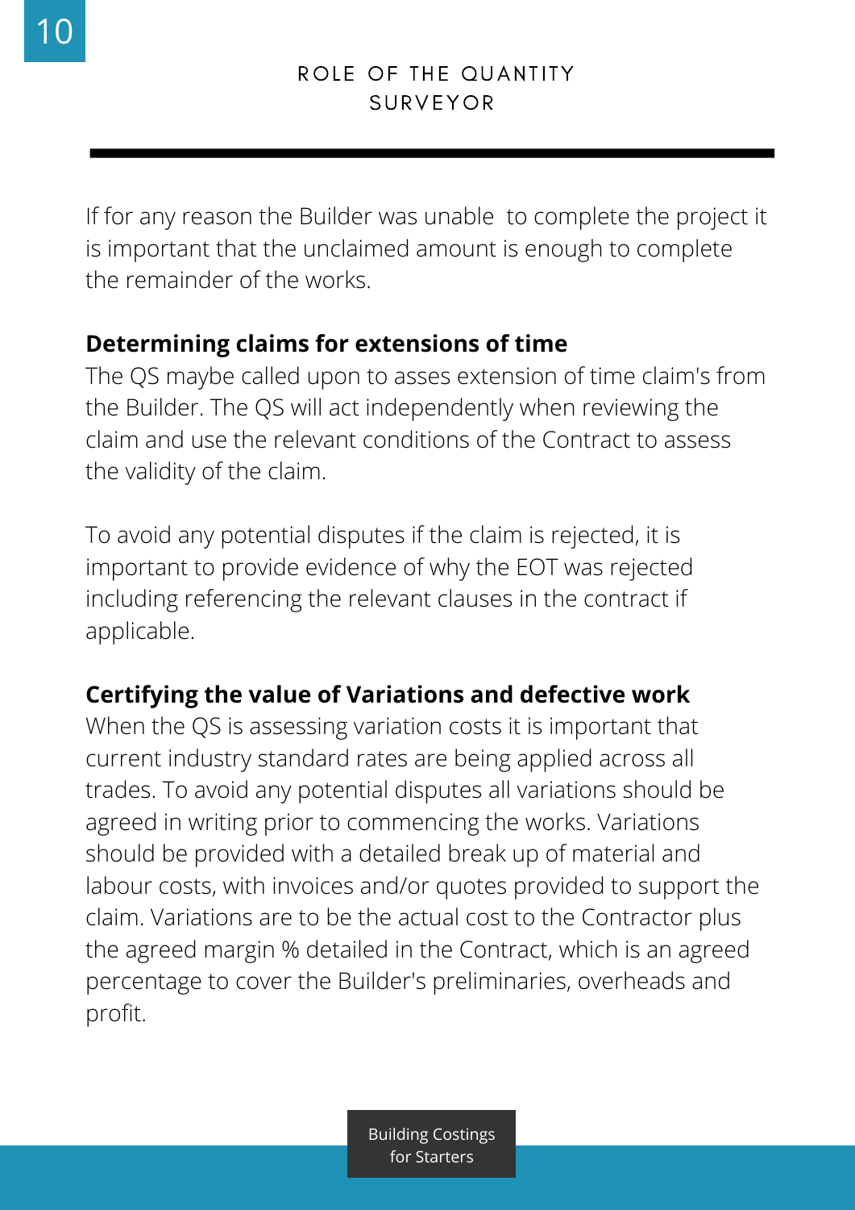If for any reason the Builder was unable  to complete the project it is important that the unclaimed amount is enough to complete the remainder of the works.

**Determining claims for extensions of time**

The QS maybe called upon to asses extension of time claim's from the Builder. The QS will act independently when reviewing the claim and use the relevant conditions of the Contract to assess the validity of the claim.

To avoid any potential disputes if the claim is rejected, it is important to provide evidence of why the EOT was rejected including referencing the relevant clauses in the contract if applicable.

**Certifying the value of Variations and defective work**

When the QS is assessing variation costs it is important that current industry standard rates are being applied across all trades. To avoid any potential disputes all variations should be agreed in writing prior to commencing the works. Variations should be provided with a detailed break up of material and labour costs, with invoices and/or quotes provided to support the claim. Variations are to be the actual cost to the Contractor plus the agreed margin % detailed in the Contract, which is an agreed percentage to cover the Builder's preliminaries, overheads and profit.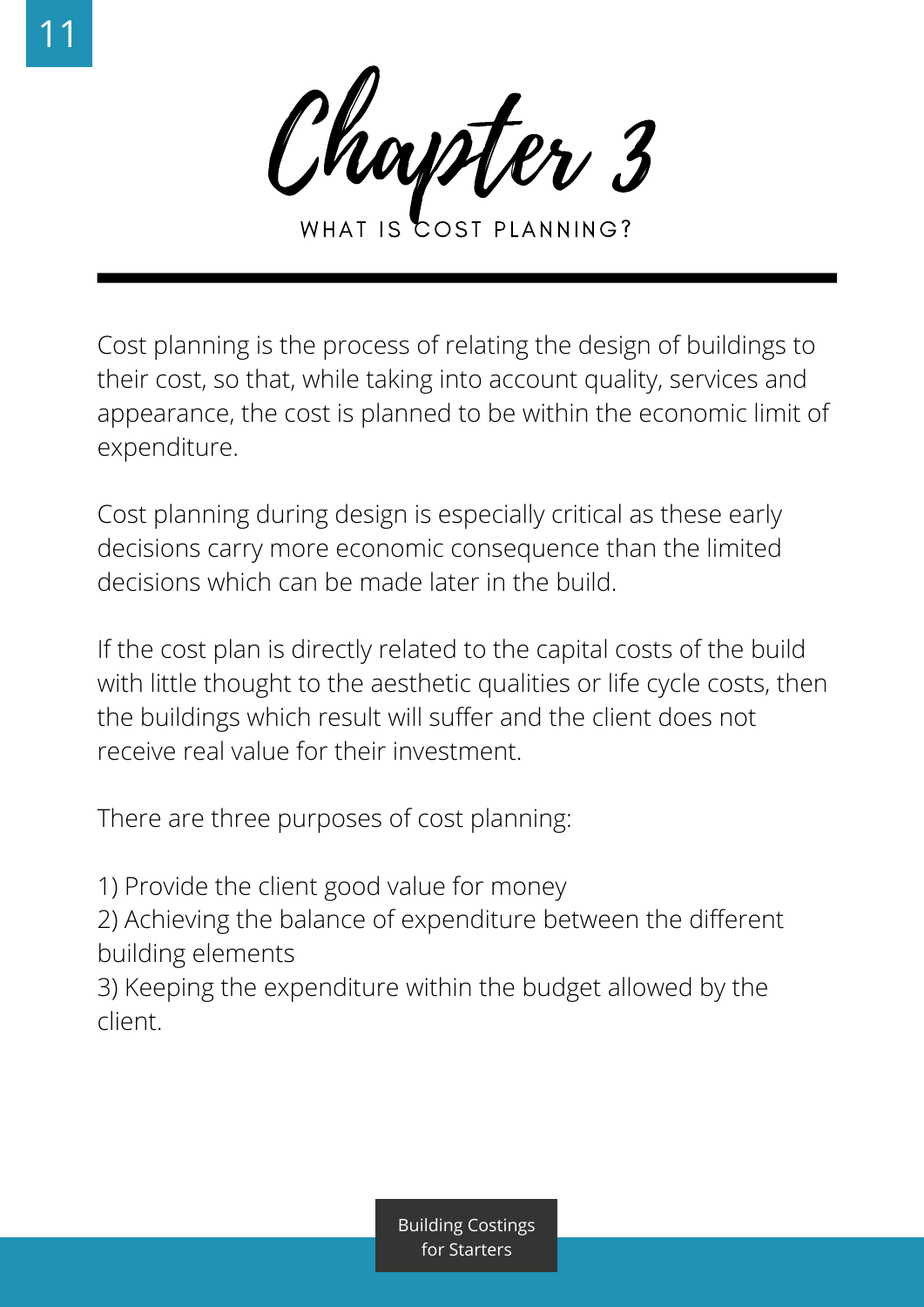# Chapter 3

## WHAT IS COST PLANNING?

Cost planning is the process of relating the design of buildings to their cost, so that, while taking into account quality, services and appearance, the cost is planned to be within the economic limit of expenditure.

Cost planning during design is especially critical as these early decisions carry more economic consequence than the limited decisions which can be made later in the build.

If the cost plan is directly related to the capital costs of the build with little thought to the aesthetic qualities or life cycle costs, then the buildings which result will suffer and the client does not receive real value for their investment.

There are three purposes of cost planning:

1) Provide the client good value for money
2) Achieving the balance of expenditure between the different building elements
3) Keeping the expenditure within the budget allowed by the client.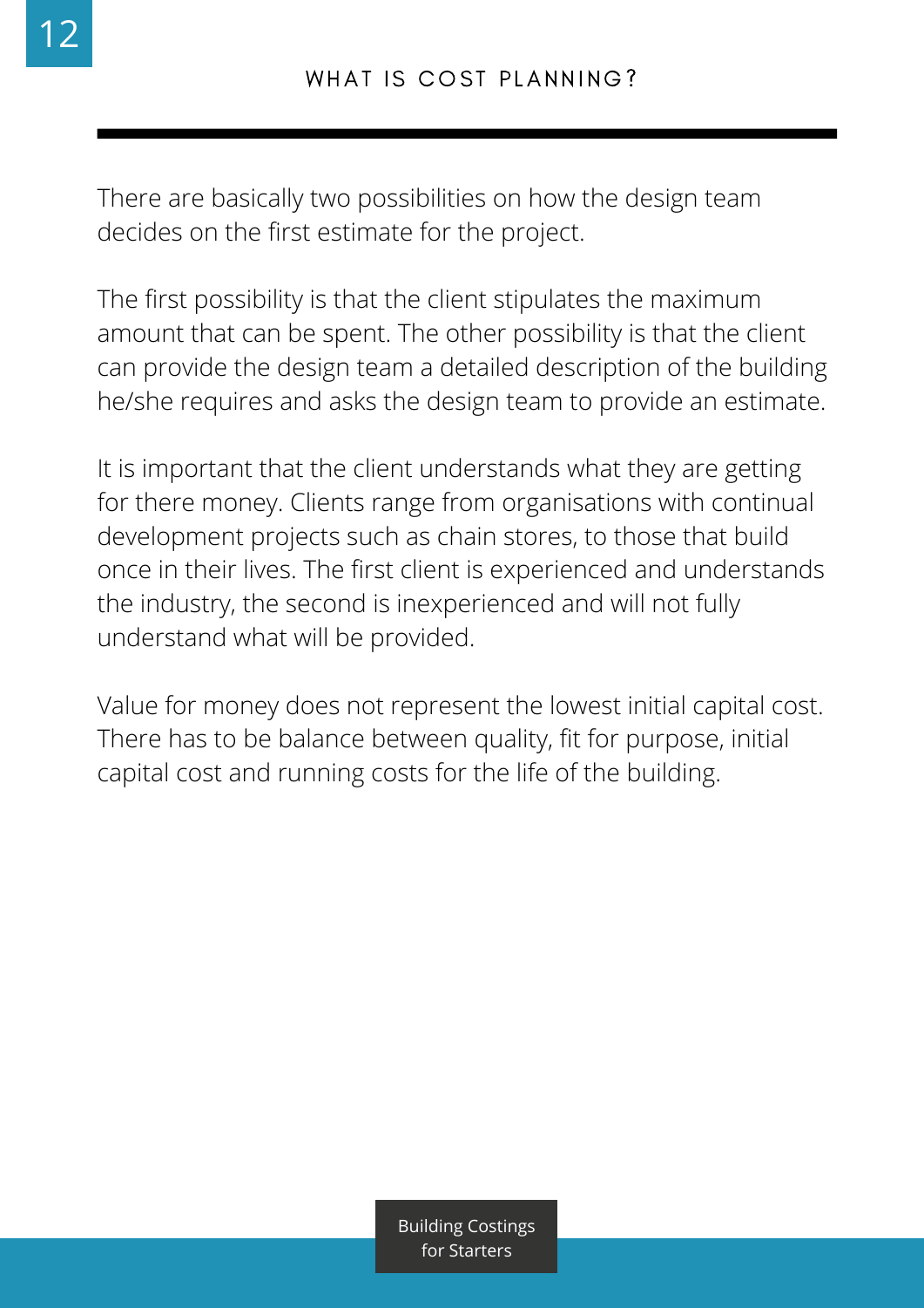## WHAT IS COST PLANNING?

There are basically two possibilities on how the design team decides on the first estimate for the project.

The first possibility is that the client stipulates the maximum amount that can be spent. The other possibility is that the client can provide the design team a detailed description of the building he/she requires and asks the design team to provide an estimate.

It is important that the client understands what they are getting for there money. Clients range from organisations with continual development projects such as chain stores, to those that build once in their lives. The first client is experienced and understands the industry, the second is inexperienced and will not fully understand what will be provided.

Value for money does not represent the lowest initial capital cost. There has to be balance between quality, fit for purpose, initial capital cost and running costs for the life of the building.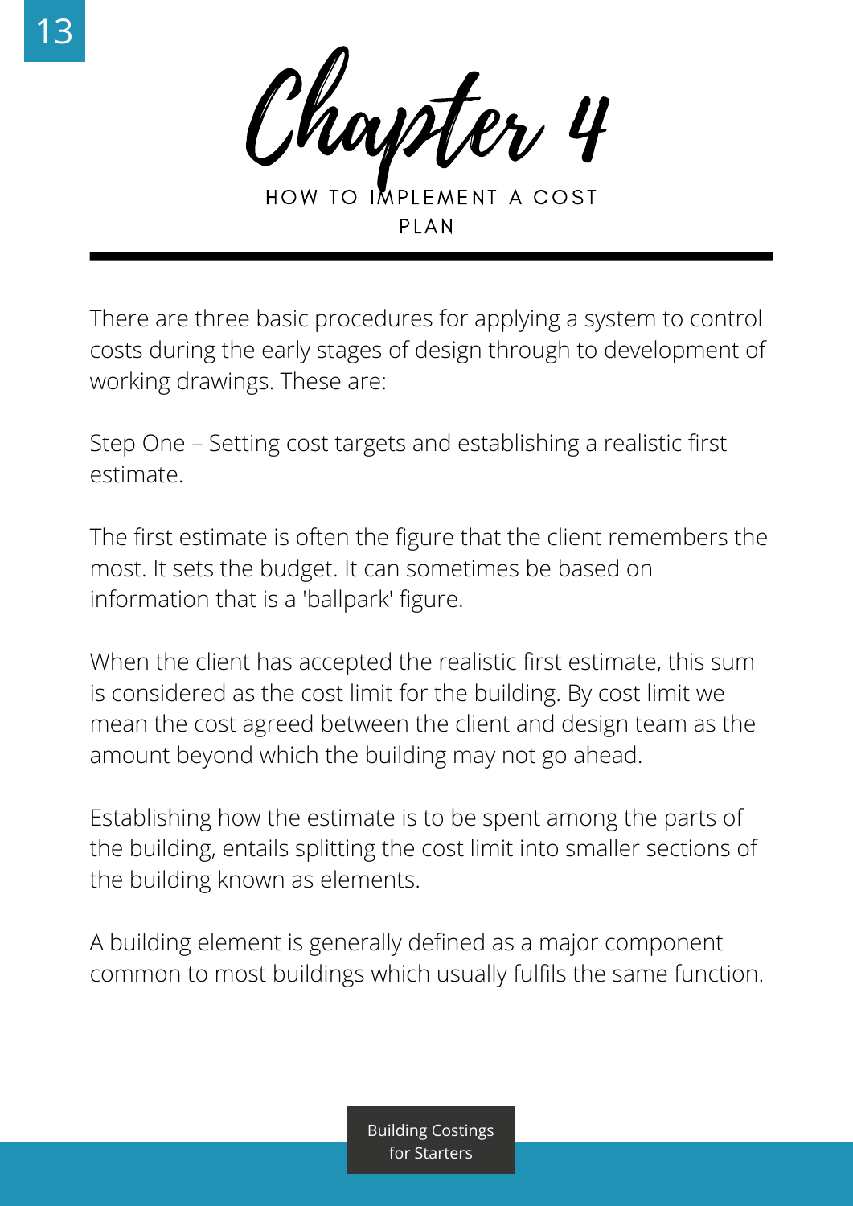# Chapter 4

## HOW TO IMPLEMENT A COST PLAN

There are three basic procedures for applying a system to control costs during the early stages of design through to development of working drawings. These are:

Step One – Setting cost targets and establishing a realistic first estimate.

The first estimate is often the figure that the client remembers the most. It sets the budget. It can sometimes be based on information that is a 'ballpark' figure.

When the client has accepted the realistic first estimate, this sum is considered as the cost limit for the building. By cost limit we mean the cost agreed between the client and design team as the amount beyond which the building may not go ahead.

Establishing how the estimate is to be spent among the parts of the building, entails splitting the cost limit into smaller sections of the building known as elements.

A building element is generally defined as a major component common to most buildings which usually fulfils the same function.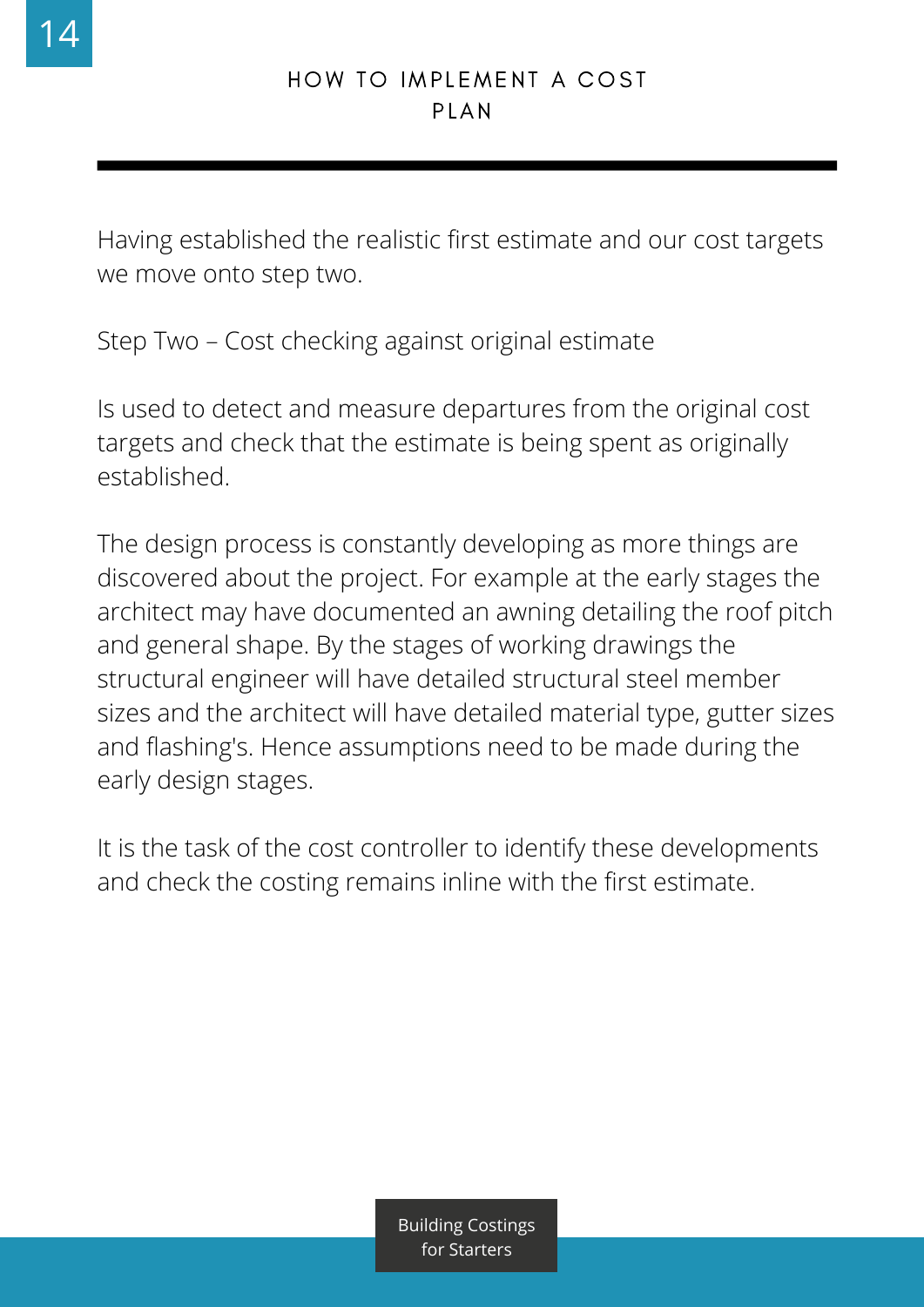## HOW TO IMPLEMENT A COST PLAN

Having established the realistic first estimate and our cost targets we move onto step two.

Step Two – Cost checking against original estimate

Is used to detect and measure departures from the original cost targets and check that the estimate is being spent as originally established.

The design process is constantly developing as more things are discovered about the project. For example at the early stages the architect may have documented an awning detailing the roof pitch and general shape. By the stages of working drawings the structural engineer will have detailed structural steel member sizes and the architect will have detailed material type, gutter sizes and flashing's. Hence assumptions need to be made during the early design stages.

It is the task of the cost controller to identify these developments and check the costing remains inline with the first estimate.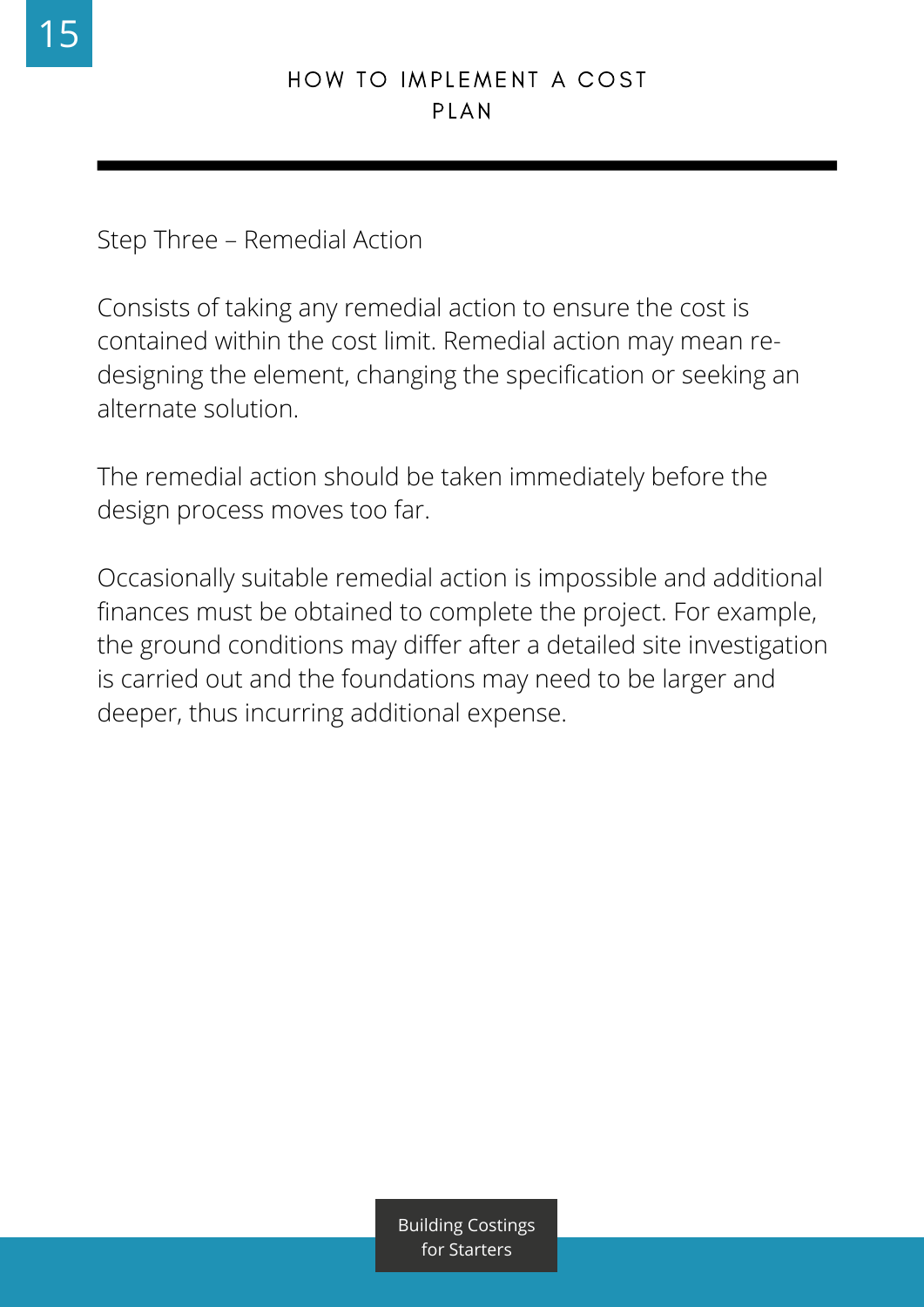## HOW TO IMPLEMENT A COST PLAN

### Step Three – Remedial Action

Consists of taking any remedial action to ensure the cost is contained within the cost limit. Remedial action may mean re-designing the element, changing the specification or seeking an alternate solution.

The remedial action should be taken immediately before the design process moves too far.

Occasionally suitable remedial action is impossible and additional finances must be obtained to complete the project. For example, the ground conditions may differ after a detailed site investigation is carried out and the foundations may need to be larger and deeper, thus incurring additional expense.